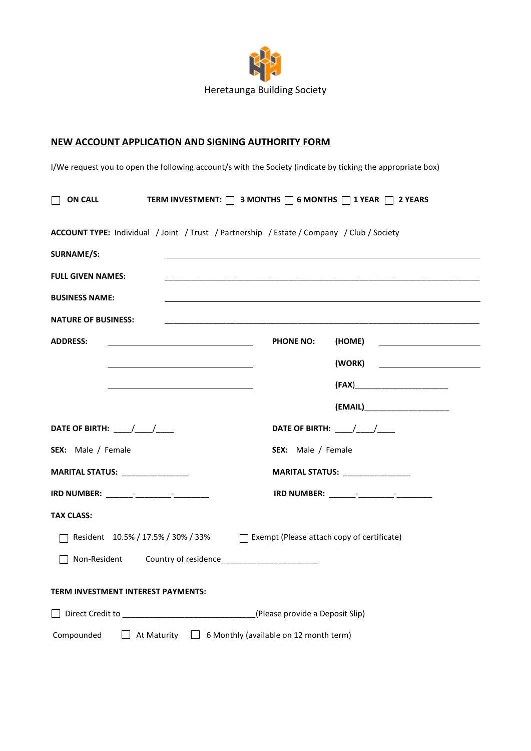Heretaunga Building Society

## NEW ACCOUNT APPLICATION AND SIGNING AUTHORITY FORM

I/We request you to open the following account/s with the Society (indicate by ticking the appropriate box)

☐ **ON CALL** **TERM INVESTMENT:** ☐ **3 MONTHS** ☐ **6 MONTHS** ☐ **1 YEAR** ☐ **2 YEARS**

**ACCOUNT TYPE:** Individual / Joint / Trust / Partnership / Estate / Company / Club / Society

**SURNAME/S:** ____________________________________________

**FULL GIVEN NAMES:** ____________________________________________

**BUSINESS NAME:** ____________________________________________

**NATURE OF BUSINESS:** ____________________________________________

**ADDRESS:** ______________________________

______________________________

______________________________

**PHONE NO:** **(HOME)** ____________________

**(WORK)** ____________________

**(FAX)**____________________

**(EMAIL)**____________________

**DATE OF BIRTH:** ____/____/____

**SEX:** Male / Female

**MARITAL STATUS:** _______________

**IRD NUMBER:** ______-________-________

**DATE OF BIRTH:** ____/____/____

**SEX:** Male / Female

**MARITAL STATUS:** _______________

**IRD NUMBER:** ______-________-________

**TAX CLASS:**

☐ Resident 10.5% / 17.5% / 30% / 33% ☐ Exempt (Please attach copy of certificate)

☐ Non-Resident Country of residence______________________

**TERM INVESTMENT INTEREST PAYMENTS:**

☐ Direct Credit to ______________________________(Please provide a Deposit Slip)

Compounded ☐ At Maturity ☐ 6 Monthly (available on 12 month term)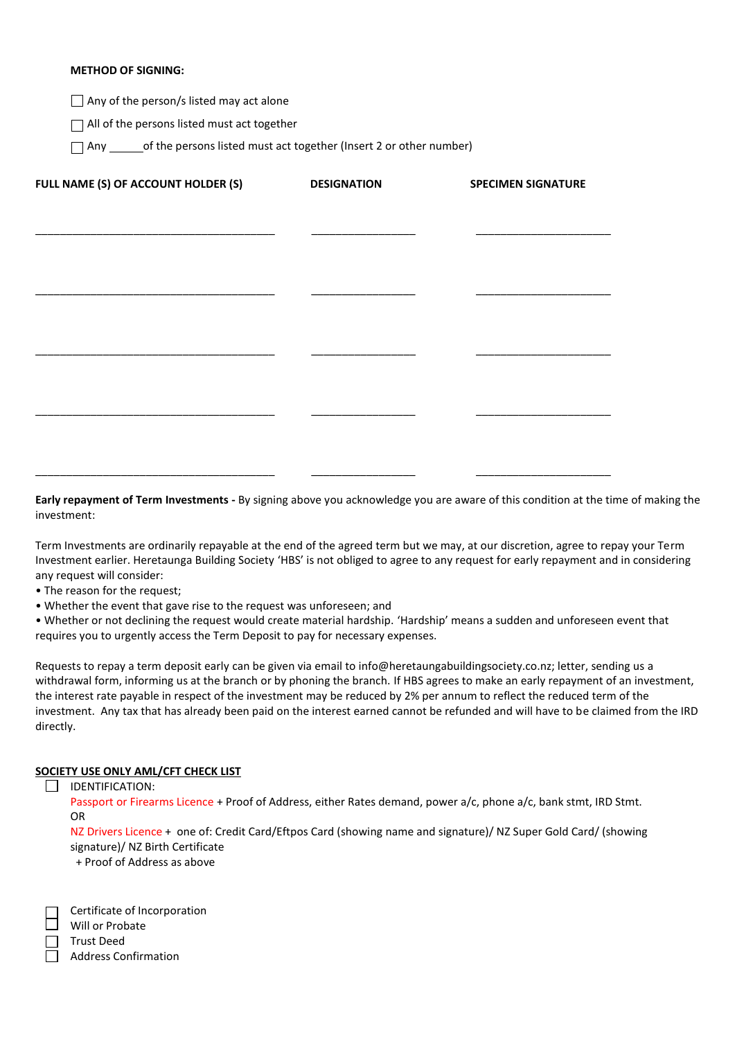**METHOD OF SIGNING:**

☐ Any of the person/s listed may act alone

☐ All of the persons listed must act together

☐ Any ______of the persons listed must act together (Insert 2 or other number)

| FULL NAME (S) OF ACCOUNT HOLDER (S) | DESIGNATION | SPECIMEN SIGNATURE |
|---|---|---|
| ________________________________________ | _________________ | ______________________ |
| ________________________________________ | _________________ | ______________________ |
| ________________________________________ | _________________ | ______________________ |
| ________________________________________ | _________________ | ______________________ |
| ________________________________________ | _________________ | ______________________ |

**Early repayment of Term Investments -** By signing above you acknowledge you are aware of this condition at the time of making the investment:

Term Investments are ordinarily repayable at the end of the agreed term but we may, at our discretion, agree to repay your Term Investment earlier. Heretaunga Building Society 'HBS' is not obliged to agree to any request for early repayment and in considering any request will consider:

- The reason for the request;
- Whether the event that gave rise to the request was unforeseen; and
- Whether or not declining the request would create material hardship. 'Hardship' means a sudden and unforeseen event that requires you to urgently access the Term Deposit to pay for necessary expenses.

Requests to repay a term deposit early can be given via email to info@heretaungabuildingsociety.co.nz; letter, sending us a withdrawal form, informing us at the branch or by phoning the branch. If HBS agrees to make an early repayment of an investment, the interest rate payable in respect of the investment may be reduced by 2% per annum to reflect the reduced term of the investment. Any tax that has already been paid on the interest earned cannot be refunded and will have to be claimed from the IRD directly.

**SOCIETY USE ONLY AML/CFT CHECK LIST**

☐ IDENTIFICATION:

Passport or Firearms Licence + Proof of Address, either Rates demand, power a/c, phone a/c, bank stmt, IRD Stmt.

OR

NZ Drivers Licence + one of: Credit Card/Eftpos Card (showing name and signature)/ NZ Super Gold Card/ (showing signature)/ NZ Birth Certificate

+ Proof of Address as above

☐ Certificate of Incorporation

☐ Will or Probate

☐ Trust Deed

☐ Address Confirmation